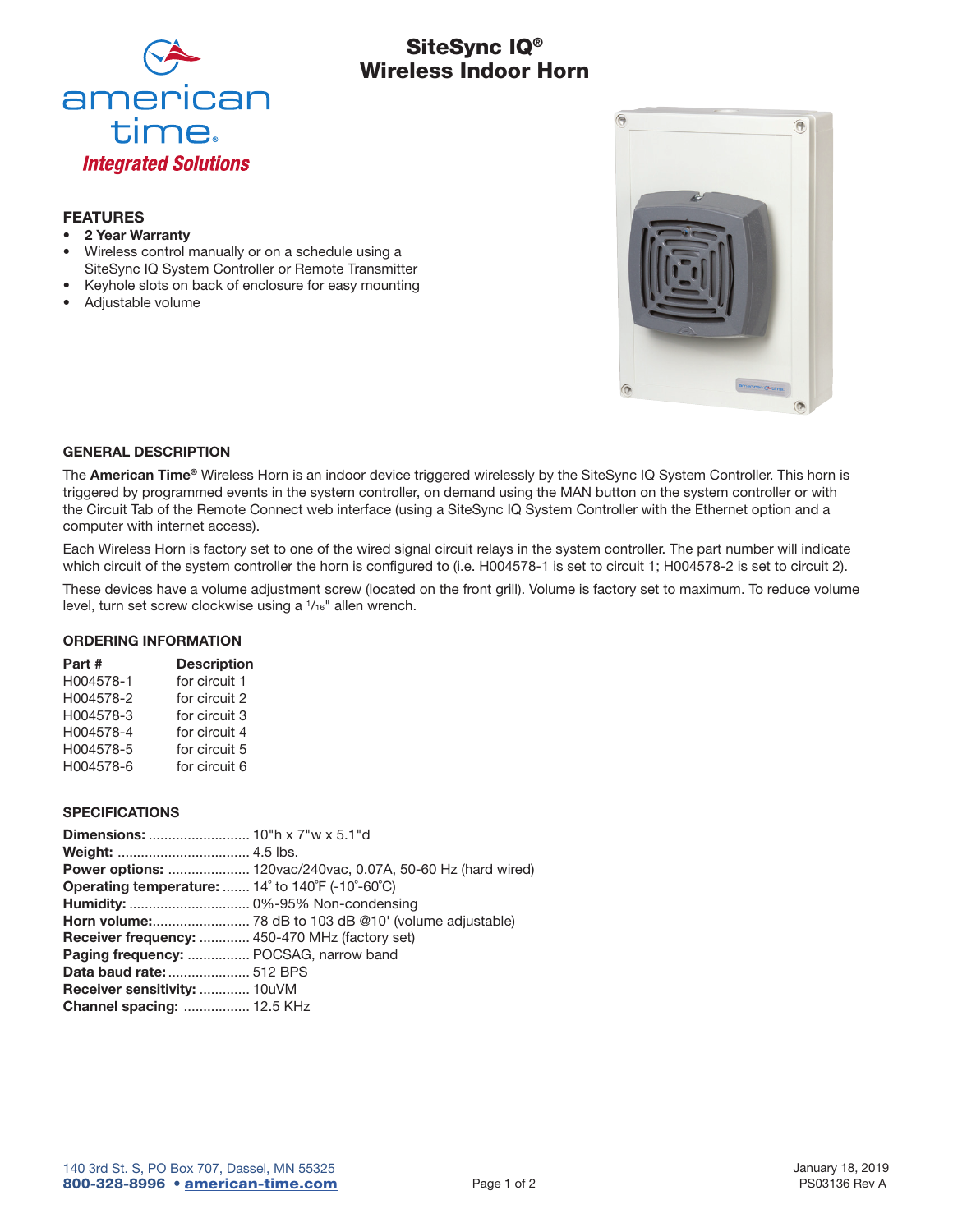american time®
*Integrated Solutions*

# SiteSync IQ® Wireless Indoor Horn

## FEATURES

- **2 Year Warranty**
- Wireless control manually or on a schedule using a SiteSync IQ System Controller or Remote Transmitter
- Keyhole slots on back of enclosure for easy mounting
- Adjustable volume

## GENERAL DESCRIPTION

The **American Time®** Wireless Horn is an indoor device triggered wirelessly by the SiteSync IQ System Controller. This horn is triggered by programmed events in the system controller, on demand using the MAN button on the system controller or with the Circuit Tab of the Remote Connect web interface (using a SiteSync IQ System Controller with the Ethernet option and a computer with internet access).

Each Wireless Horn is factory set to one of the wired signal circuit relays in the system controller. The part number will indicate which circuit of the system controller the horn is configured to (i.e. H004578-1 is set to circuit 1; H004578-2 is set to circuit 2).

These devices have a volume adjustment screw (located on the front grill). Volume is factory set to maximum. To reduce volume level, turn set screw clockwise using a 1/16" allen wrench.

## ORDERING INFORMATION

| Part # | Description |
| --- | --- |
| H004578-1 | for circuit 1 |
| H004578-2 | for circuit 2 |
| H004578-3 | for circuit 3 |
| H004578-4 | for circuit 4 |
| H004578-5 | for circuit 5 |
| H004578-6 | for circuit 6 |

## SPECIFICATIONS

**Dimensions:** .......................... 10"h x 7"w x 5.1"d
**Weight:** ................................. 4.5 lbs.
**Power options:** ..................... 120vac/240vac, 0.07A, 50-60 Hz (hard wired)
**Operating temperature:** ....... 14˚ to 140˚F (-10˚-60˚C)
**Humidity:** ............................... 0%-95% Non-condensing
**Horn volume:**......................... 78 dB to 103 dB @10' (volume adjustable)
**Receiver frequency:** ............. 450-470 MHz (factory set)
**Paging frequency:** ................ POCSAG, narrow band
**Data baud rate:**..................... 512 BPS
**Receiver sensitivity:** ............. 10uVM
**Channel spacing:** ................. 12.5 KHz

140 3rd St. S, PO Box 707, Dassel, MN 55325
**800-328-8996 • american-time.com**

January 18, 2019
PS03136 Rev A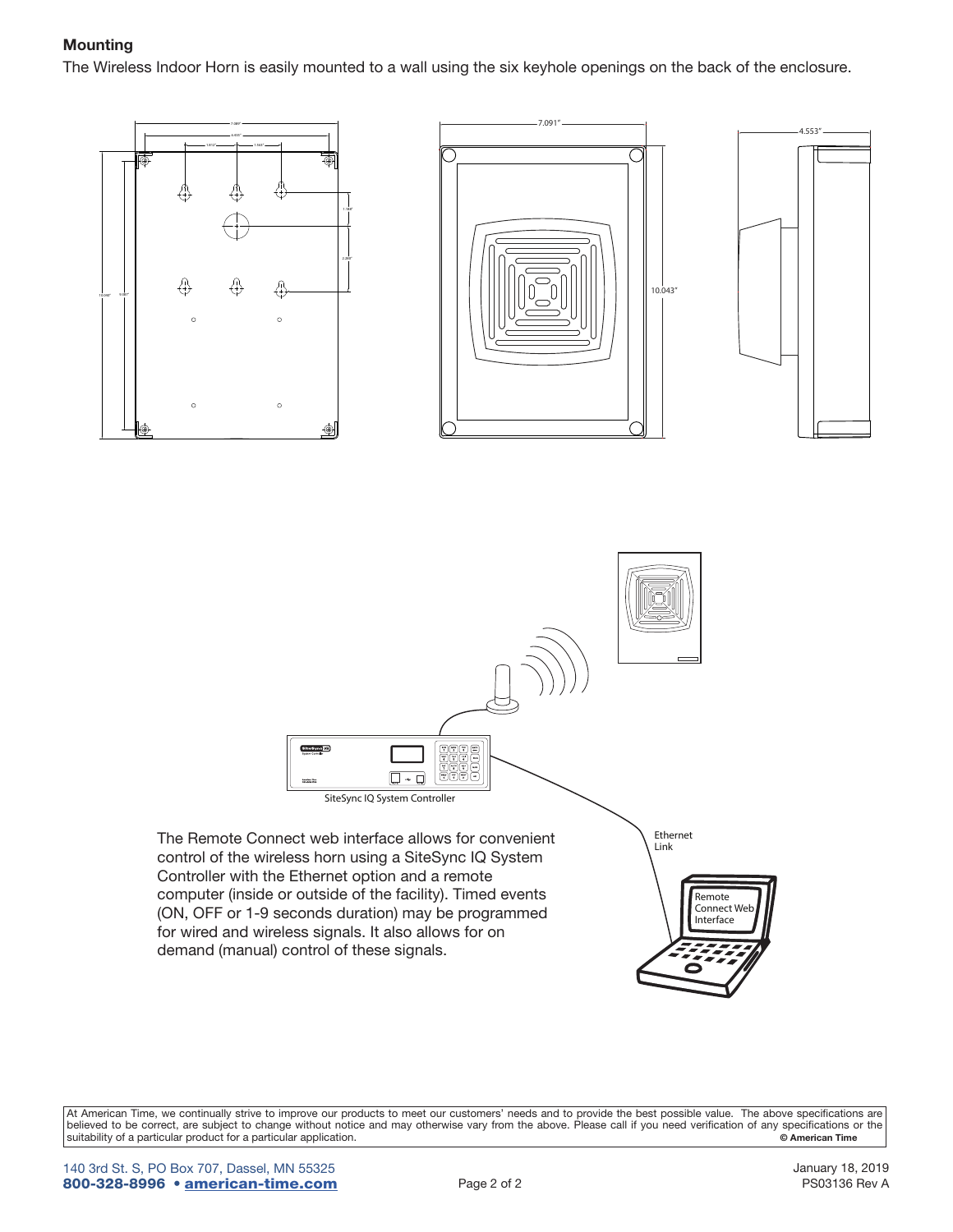## Mounting

The Wireless Indoor Horn is easily mounted to a wall using the six keyhole openings on the back of the enclosure.

7.091"

10.043"

4.553"

SiteSync IQ System Controller

Ethernet Link

Remote Connect Web Interface

The Remote Connect web interface allows for convenient control of the wireless horn using a SiteSync IQ System Controller with the Ethernet option and a remote computer (inside or outside of the facility). Timed events (ON, OFF or 1-9 seconds duration) may be programmed for wired and wireless signals. It also allows for on demand (manual) control of these signals.

At American Time, we continually strive to improve our products to meet our customers' needs and to provide the best possible value. The above specifications are believed to be correct, are subject to change without notice and may otherwise vary from the above. Please call if you need verification of any specifications or the suitability of a particular product for a particular application. **© American Time**

140 3rd St. S, PO Box 707, Dassel, MN 55325
**800-328-8996 • american-time.com**

January 18, 2019
PS03136 Rev A